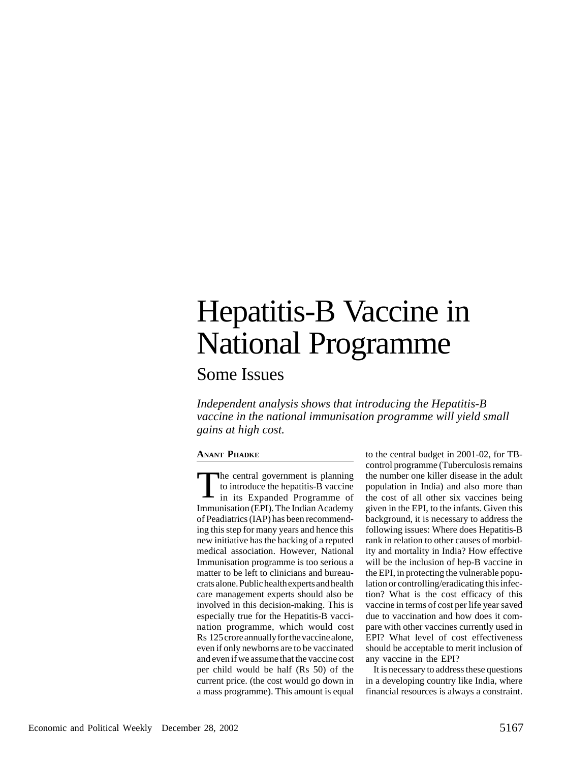# Hepatitis-B Vaccine in National Programme

## Some Issues

*Independent analysis shows that introducing the Hepatitis-B vaccine in the national immunisation programme will yield small gains at high cost.*

**ANANT PHADKE**

The central government is planning to introduce the hepatitis-B vaccine in its Expanded Programme of Immunisation (EPI). The Indian Academy of Peadiatrics (IAP) has been recommending this step for many years and hence this new initiative has the backing of a reputed medical association. However, National Immunisation programme is too serious a matter to be left to clinicians and bureaucrats alone. Public health experts and health care management experts should also be involved in this decision-making. This is especially true for the Hepatitis-B vaccination programme, which would cost Rs 125 crore annually for the vaccine alone, even if only newborns are to be vaccinated and even if we assume that the vaccine cost per child would be half (Rs 50) of the current price. (the cost would go down in a mass programme). This amount is equal to the central budget in 2001-02, for TB-control programme (Tuberculosis remains the number one killer disease in the adult population in India) and also more than the cost of all other six vaccines being given in the EPI, to the infants. Given this background, it is necessary to address the following issues: Where does Hepatitis-B rank in relation to other causes of morbidity and mortality in India? How effective will be the inclusion of hep-B vaccine in the EPI, in protecting the vulnerable population or controlling/eradicating this infection? What is the cost efficacy of this vaccine in terms of cost per life year saved due to vaccination and how does it compare with other vaccines currently used in EPI? What level of cost effectiveness should be acceptable to merit inclusion of any vaccine in the EPI?

It is necessary to address these questions in a developing country like India, where financial resources is always a constraint.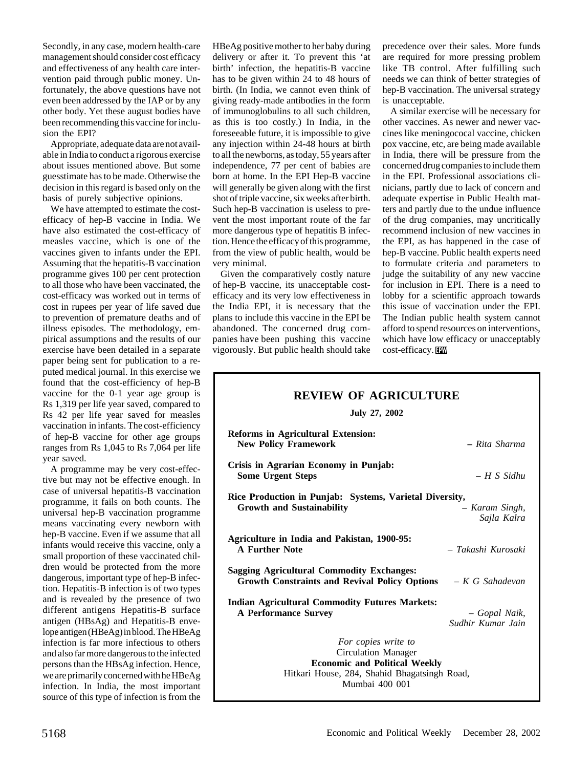Secondly, in any case, modern health-care management should consider cost efficacy and effectiveness of any health care intervention paid through public money. Unfortunately, the above questions have not even been addressed by the IAP or by any other body. Yet these august bodies have been recommending this vaccine for inclusion the EPI?

Appropriate, adequate data are not available in India to conduct a rigorous exercise about issues mentioned above. But some guesstimate has to be made. Otherwise the decision in this regard is based only on the basis of purely subjective opinions.

We have attempted to estimate the cost-efficacy of hep-B vaccine in India. We have also estimated the cost-efficacy of measles vaccine, which is one of the vaccines given to infants under the EPI. Assuming that the hepatitis-B vaccination programme gives 100 per cent protection to all those who have been vaccinated, the cost-efficacy was worked out in terms of cost in rupees per year of life saved due to prevention of premature deaths and of illness episodes. The methodology, empirical assumptions and the results of our exercise have been detailed in a separate paper being sent for publication to a reputed medical journal. In this exercise we found that the cost-efficiency of hep-B vaccine for the 0-1 year age group is Rs 1,319 per life year saved, compared to Rs 42 per life year saved for measles vaccination in infants. The cost-efficiency of hep-B vaccine for other age groups ranges from Rs 1,045 to Rs 7,064 per life year saved.

A programme may be very cost-effective but may not be effective enough. In case of universal hepatitis-B vaccination programme, it fails on both counts. The universal hep-B vaccination programme means vaccinating every newborn with hep-B vaccine. Even if we assume that all infants would receive this vaccine, only a small proportion of these vaccinated children would be protected from the more dangerous, important type of hep-B infection. Hepatitis-B infection is of two types and is revealed by the presence of two different antigens Hepatitis-B surface antigen (HBsAg) and Hepatitis-B envelope antigen (HBeAg) in blood. The HBeAg infection is far more infectious to others and also far more dangerous to the infected persons than the HBsAg infection. Hence, we are primarily concerned with he HBeAg infection. In India, the most important source of this type of infection is from the HBeAg positive mother to her baby during delivery or after it. To prevent this 'at birth' infection, the hepatitis-B vaccine has to be given within 24 to 48 hours of birth. (In India, we cannot even think of giving ready-made antibodies in the form of immunoglobulins to all such children, as this is too costly.) In India, in the foreseeable future, it is impossible to give any injection within 24-48 hours at birth to all the newborns, as today, 55 years after independence, 77 per cent of babies are born at home. In the EPI Hep-B vaccine will generally be given along with the first shot of triple vaccine, six weeks after birth. Such hep-B vaccination is useless to prevent the most important route of the far more dangerous type of hepatitis B infection. Hence the efficacy of this programme, from the view of public health, would be very minimal.

Given the comparatively costly nature of hep-B vaccine, its unacceptable cost-efficacy and its very low effectiveness in the India EPI, it is necessary that the plans to include this vaccine in the EPI be abandoned. The concerned drug companies have been pushing this vaccine vigorously. But public health should take precedence over their sales. More funds are required for more pressing problem like TB control. After fulfilling such needs we can think of better strategies of hep-B vaccination. The universal strategy is unacceptable.

A similar exercise will be necessary for other vaccines. As newer and newer vaccines like meningococal vaccine, chicken pox vaccine, etc, are being made available in India, there will be pressure from the concerned drug companies to include them in the EPI. Professional associations clinicians, partly due to lack of concern and adequate expertise in Public Health matters and partly due to the undue influence of the drug companies, may uncritically recommend inclusion of new vaccines in the EPI, as has happened in the case of hep-B vaccine. Public health experts need to formulate criteria and parameters to judge the suitability of any new vaccine for inclusion in EPI. There is a need to lobby for a scientific approach towards this issue of vaccination under the EPI. The Indian public health system cannot afford to spend resources on interventions, which have low efficacy or unacceptably cost-efficacy. EPW

## REVIEW OF AGRICULTURE

**July 27, 2002**

**Reforms in Agricultural Extension: New Policy Framework** – *Rita Sharma*

**Crisis in Agrarian Economy in Punjab: Some Urgent Steps** – *H S Sidhu*

**Rice Production in Punjab: Systems, Varietal Diversity, Growth and Sustainability** – *Karam Singh, Sajla Kalra*

**Agriculture in India and Pakistan, 1900-95: A Further Note** – *Takashi Kurosaki*

**Sagging Agricultural Commodity Exchanges: Growth Constraints and Revival Policy Options** – *K G Sahadevan*

**Indian Agricultural Commodity Futures Markets: A Performance Survey** – *Gopal Naik, Sudhir Kumar Jain*

*For copies write to*
Circulation Manager
**Economic and Political Weekly**
Hitkari House, 284, Shahid Bhagatsingh Road,
Mumbai 400 001